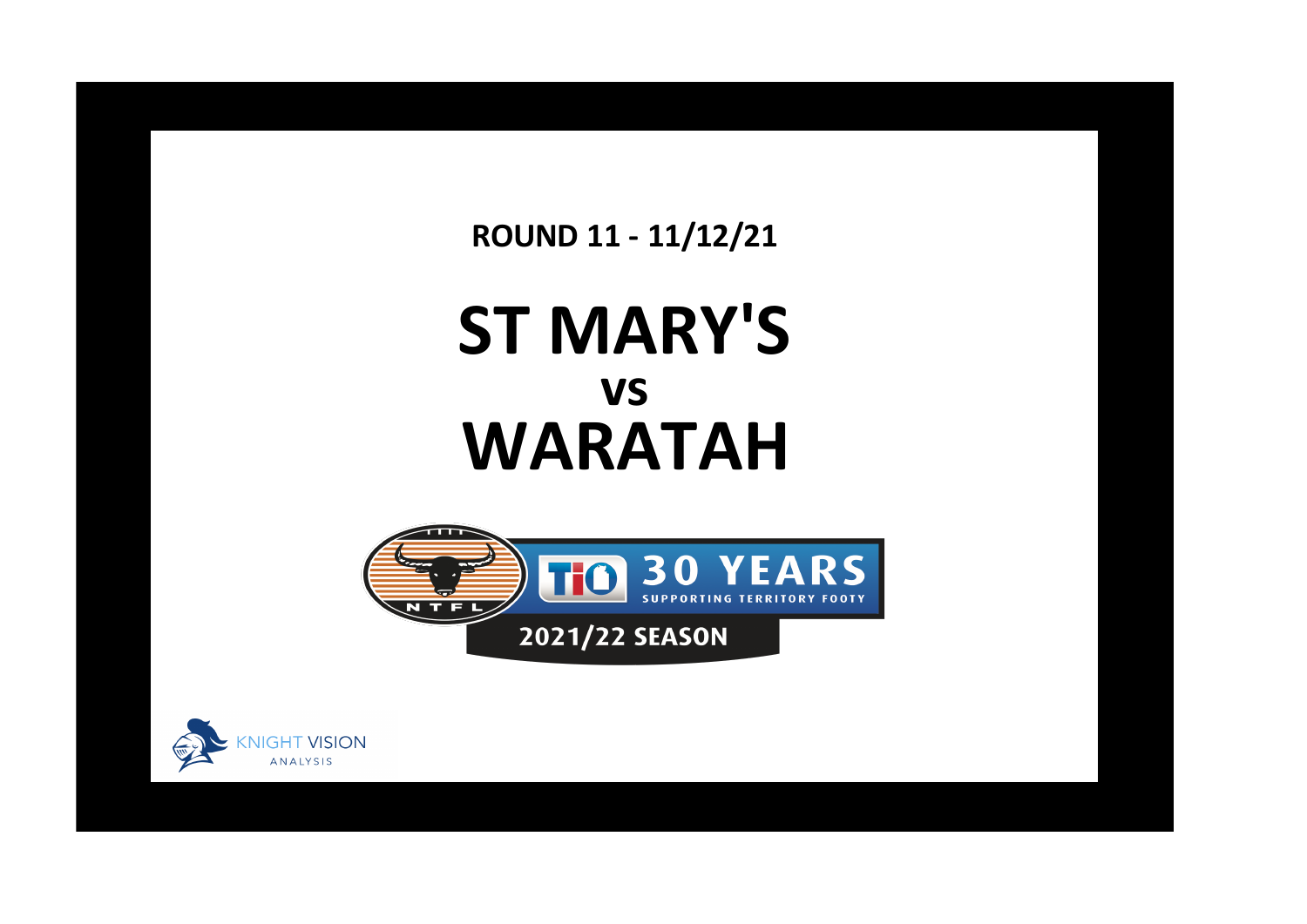**ROUND 11 - 11/12/21**

# ST MARY'S
## vs
# WARATAH

NTFL

TIO 30 YEARS SUPPORTING TERRITORY FOOTY

2021/22 SEASON

KNIGHT VISION ANALYSIS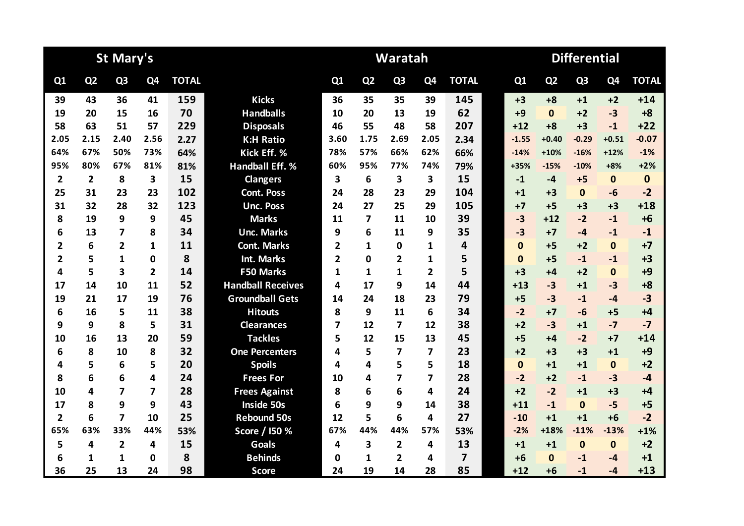| St Mary's | | | | | | Waratah | | | | | Differential | | | | |
|---|---|---|---|---|---|---|---|---|---|---|---|---|---|---|---|
| Q1 | Q2 | Q3 | Q4 | TOTAL | | Q1 | Q2 | Q3 | Q4 | TOTAL | Q1 | Q2 | Q3 | Q4 | TOTAL |
| 39 | 43 | 36 | 41 | 159 | Kicks | 36 | 35 | 35 | 39 | 145 | +3 | +8 | +1 | +2 | +14 |
| 19 | 20 | 15 | 16 | 70 | Handballs | 10 | 20 | 13 | 19 | 62 | +9 | 0 | +2 | -3 | +8 |
| 58 | 63 | 51 | 57 | 229 | Disposals | 46 | 55 | 48 | 58 | 207 | +12 | +8 | +3 | -1 | +22 |
| 2.05 | 2.15 | 2.40 | 2.56 | 2.27 | K:H Ratio | 3.60 | 1.75 | 2.69 | 2.05 | 2.34 | -1.55 | +0.40 | -0.29 | +0.51 | -0.07 |
| 64% | 67% | 50% | 73% | 64% | Kick Eff. % | 78% | 57% | 66% | 62% | 66% | -14% | +10% | -16% | +12% | -1% |
| 95% | 80% | 67% | 81% | 81% | Handball Eff. % | 60% | 95% | 77% | 74% | 79% | +35% | -15% | -10% | +8% | +2% |
| 2 | 2 | 8 | 3 | 15 | Clangers | 3 | 6 | 3 | 3 | 15 | -1 | -4 | +5 | 0 | 0 |
| 25 | 31 | 23 | 23 | 102 | Cont. Poss | 24 | 28 | 23 | 29 | 104 | +1 | +3 | 0 | -6 | -2 |
| 31 | 32 | 28 | 32 | 123 | Unc. Poss | 24 | 27 | 25 | 29 | 105 | +7 | +5 | +3 | +3 | +18 |
| 8 | 19 | 9 | 9 | 45 | Marks | 11 | 7 | 11 | 10 | 39 | -3 | +12 | -2 | -1 | +6 |
| 6 | 13 | 7 | 8 | 34 | Unc. Marks | 9 | 6 | 11 | 9 | 35 | -3 | +7 | -4 | -1 | -1 |
| 2 | 6 | 2 | 1 | 11 | Cont. Marks | 2 | 1 | 0 | 1 | 4 | 0 | +5 | +2 | 0 | +7 |
| 2 | 5 | 1 | 0 | 8 | Int. Marks | 2 | 0 | 2 | 1 | 5 | 0 | +5 | -1 | -1 | +3 |
| 4 | 5 | 3 | 2 | 14 | F50 Marks | 1 | 1 | 1 | 2 | 5 | +3 | +4 | +2 | 0 | +9 |
| 17 | 14 | 10 | 11 | 52 | Handball Receives | 4 | 17 | 9 | 14 | 44 | +13 | -3 | +1 | -3 | +8 |
| 19 | 21 | 17 | 19 | 76 | Groundball Gets | 14 | 24 | 18 | 23 | 79 | +5 | -3 | -1 | -4 | -3 |
| 6 | 16 | 5 | 11 | 38 | Hitouts | 8 | 9 | 11 | 6 | 34 | -2 | +7 | -6 | +5 | +4 |
| 9 | 9 | 8 | 5 | 31 | Clearances | 7 | 12 | 7 | 12 | 38 | +2 | -3 | +1 | -7 | -7 |
| 10 | 16 | 13 | 20 | 59 | Tackles | 5 | 12 | 15 | 13 | 45 | +5 | +4 | -2 | +7 | +14 |
| 6 | 8 | 10 | 8 | 32 | One Percenters | 4 | 5 | 7 | 7 | 23 | +2 | +3 | +3 | +1 | +9 |
| 4 | 5 | 6 | 5 | 20 | Spoils | 4 | 4 | 5 | 5 | 18 | 0 | +1 | +1 | 0 | +2 |
| 8 | 6 | 6 | 4 | 24 | Frees For | 10 | 4 | 7 | 7 | 28 | -2 | +2 | -1 | -3 | -4 |
| 10 | 4 | 7 | 7 | 28 | Frees Against | 8 | 6 | 6 | 4 | 24 | +2 | -2 | +1 | +3 | +4 |
| 17 | 8 | 9 | 9 | 43 | Inside 50s | 6 | 9 | 9 | 14 | 38 | +11 | -1 | 0 | -5 | +5 |
| 2 | 6 | 7 | 10 | 25 | Rebound 50s | 12 | 5 | 6 | 4 | 27 | -10 | +1 | +1 | +6 | -2 |
| 65% | 63% | 33% | 44% | 53% | Score / I50 % | 67% | 44% | 44% | 57% | 53% | -2% | +18% | -11% | -13% | +1% |
| 5 | 4 | 2 | 4 | 15 | Goals | 4 | 3 | 2 | 4 | 13 | +1 | +1 | 0 | 0 | +2 |
| 6 | 1 | 1 | 0 | 8 | Behinds | 0 | 1 | 2 | 4 | 7 | +6 | 0 | -1 | -4 | +1 |
| 36 | 25 | 13 | 24 | 98 | Score | 24 | 19 | 14 | 28 | 85 | +12 | +6 | -1 | -4 | +13 |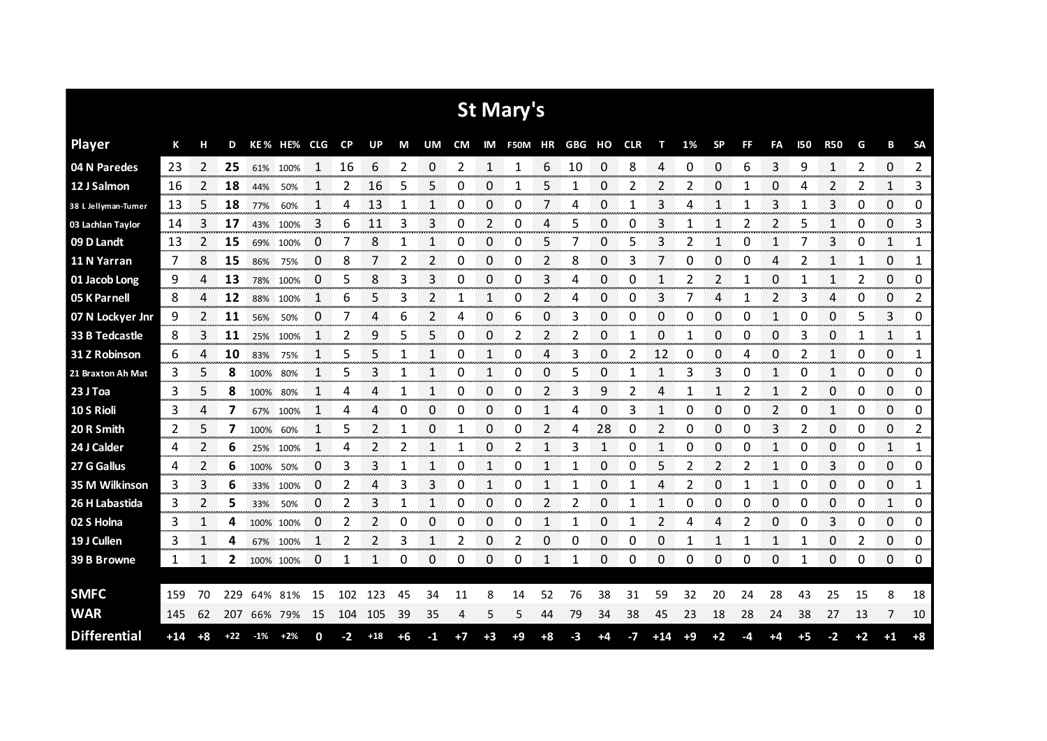## St Mary's

| Player | K | H | D | KE% | HE% | CLG | CP | UP | M | UM | CM | IM | F50M | HR | GBG | HO | CLR | T | 1% | SP | FF | FA | I50 | R50 | G | B | SA |
|---|---|---|---|---|---|---|---|---|---|---|---|---|---|---|---|---|---|---|---|---|---|---|---|---|---|---|---|
| 04 N Paredes | 23 | 2 | **25** | 61% | 100% | 1 | 16 | 6 | 2 | 0 | 2 | 1 | 1 | 6 | 10 | 0 | 8 | 4 | 0 | 0 | 6 | 3 | 9 | 1 | 2 | 0 | 2 |
| 12 J Salmon | 16 | 2 | **18** | 44% | 50% | 1 | 2 | 16 | 5 | 5 | 0 | 0 | 1 | 5 | 1 | 0 | 2 | 2 | 2 | 0 | 1 | 0 | 4 | 2 | 2 | 1 | 3 |
| 38 L Jellyman-Turner | 13 | 5 | **18** | 77% | 60% | 1 | 4 | 13 | 1 | 1 | 0 | 0 | 0 | 7 | 4 | 0 | 1 | 3 | 4 | 1 | 1 | 3 | 1 | 3 | 0 | 0 | 0 |
| 03 Lachlan Taylor | 14 | 3 | **17** | 43% | 100% | 3 | 6 | 11 | 3 | 3 | 0 | 2 | 0 | 4 | 5 | 0 | 0 | 3 | 1 | 1 | 2 | 2 | 5 | 1 | 0 | 0 | 3 |
| 09 D Landt | 13 | 2 | **15** | 69% | 100% | 0 | 7 | 8 | 1 | 1 | 0 | 0 | 0 | 5 | 7 | 0 | 5 | 3 | 2 | 1 | 0 | 1 | 7 | 3 | 0 | 1 | 1 |
| 11 N Yarran | 7 | 8 | **15** | 86% | 75% | 0 | 8 | 7 | 2 | 2 | 0 | 0 | 0 | 2 | 8 | 0 | 3 | 7 | 0 | 0 | 0 | 4 | 2 | 1 | 1 | 0 | 1 |
| 01 Jacob Long | 9 | 4 | **13** | 78% | 100% | 0 | 5 | 8 | 3 | 3 | 0 | 0 | 0 | 3 | 4 | 0 | 0 | 1 | 2 | 2 | 1 | 0 | 1 | 1 | 2 | 0 | 0 |
| 05 K Parnell | 8 | 4 | **12** | 88% | 100% | 1 | 6 | 5 | 3 | 2 | 1 | 1 | 0 | 2 | 4 | 0 | 0 | 3 | 7 | 4 | 1 | 2 | 3 | 4 | 0 | 0 | 2 |
| 07 N Lockyer Jnr | 9 | 2 | **11** | 56% | 50% | 0 | 7 | 4 | 6 | 2 | 4 | 0 | 6 | 0 | 3 | 0 | 0 | 0 | 0 | 0 | 0 | 1 | 0 | 0 | 5 | 3 | 0 |
| 33 B Tedcastle | 8 | 3 | **11** | 25% | 100% | 1 | 2 | 9 | 5 | 5 | 0 | 0 | 2 | 2 | 2 | 0 | 1 | 0 | 1 | 0 | 0 | 0 | 3 | 0 | 1 | 1 | 1 |
| 31 Z Robinson | 6 | 4 | **10** | 83% | 75% | 1 | 5 | 5 | 1 | 1 | 0 | 1 | 0 | 4 | 3 | 0 | 2 | 12 | 0 | 0 | 4 | 0 | 2 | 1 | 0 | 0 | 1 |
| 21 Braxton Ah Mat | 3 | 5 | **8** | 100% | 80% | 1 | 5 | 3 | 1 | 1 | 0 | 1 | 0 | 0 | 5 | 0 | 1 | 1 | 3 | 3 | 0 | 1 | 0 | 1 | 0 | 0 | 0 |
| 23 J Toa | 3 | 5 | **8** | 100% | 80% | 1 | 4 | 4 | 1 | 1 | 0 | 0 | 0 | 2 | 3 | 9 | 2 | 4 | 1 | 1 | 2 | 1 | 2 | 0 | 0 | 0 | 0 |
| 10 S Rioli | 3 | 4 | **7** | 67% | 100% | 1 | 4 | 4 | 0 | 0 | 0 | 0 | 0 | 1 | 4 | 0 | 3 | 1 | 0 | 0 | 0 | 2 | 0 | 1 | 0 | 0 | 0 |
| 20 R Smith | 2 | 5 | **7** | 100% | 60% | 1 | 5 | 2 | 1 | 0 | 1 | 0 | 0 | 2 | 4 | 28 | 0 | 2 | 0 | 0 | 0 | 3 | 2 | 0 | 0 | 0 | 2 |
| 24 J Calder | 4 | 2 | **6** | 25% | 100% | 1 | 4 | 2 | 2 | 1 | 1 | 0 | 2 | 1 | 3 | 1 | 0 | 1 | 0 | 0 | 0 | 1 | 0 | 0 | 0 | 1 | 1 |
| 27 G Gallus | 4 | 2 | **6** | 100% | 50% | 0 | 3 | 3 | 1 | 1 | 0 | 1 | 0 | 1 | 1 | 0 | 0 | 5 | 2 | 2 | 2 | 1 | 0 | 3 | 0 | 0 | 0 |
| 35 M Wilkinson | 3 | 3 | **6** | 33% | 100% | 0 | 2 | 4 | 3 | 3 | 0 | 1 | 0 | 1 | 1 | 0 | 1 | 4 | 2 | 0 | 1 | 1 | 0 | 0 | 0 | 0 | 1 |
| 26 H Labastida | 3 | 2 | **5** | 33% | 50% | 0 | 2 | 3 | 1 | 1 | 0 | 0 | 0 | 2 | 2 | 0 | 1 | 1 | 0 | 0 | 0 | 0 | 0 | 0 | 0 | 1 | 0 |
| 02 S Holna | 3 | 1 | **4** | 100% | 100% | 0 | 2 | 2 | 0 | 0 | 0 | 0 | 0 | 1 | 1 | 0 | 1 | 2 | 4 | 4 | 2 | 0 | 0 | 3 | 0 | 0 | 0 |
| 19 J Cullen | 3 | 1 | **4** | 67% | 100% | 1 | 2 | 2 | 3 | 1 | 2 | 0 | 2 | 0 | 0 | 0 | 0 | 0 | 1 | 1 | 1 | 1 | 1 | 0 | 2 | 0 | 0 |
| 39 B Browne | 1 | 1 | **2** | 100% | 100% | 0 | 1 | 1 | 0 | 0 | 0 | 0 | 0 | 1 | 1 | 0 | 0 | 0 | 0 | 0 | 0 | 0 | 1 | 0 | 0 | 0 | 0 |
| **SMFC** | 159 | 70 | 229 | 64% | 81% | 15 | 102 | 123 | 45 | 34 | 11 | 8 | 14 | 52 | 76 | 38 | 31 | 59 | 32 | 20 | 24 | 28 | 43 | 25 | 15 | 8 | 18 |
| **WAR** | 145 | 62 | 207 | 66% | 79% | 15 | 104 | 105 | 39 | 35 | 4 | 5 | 5 | 44 | 79 | 34 | 38 | 45 | 23 | 18 | 28 | 24 | 38 | 27 | 13 | 7 | 10 |
| **Differential** | +14 | +8 | +22 | -1% | +2% | 0 | -2 | +18 | +6 | -1 | +7 | +3 | +9 | +8 | -3 | +4 | -7 | +14 | +9 | +2 | -4 | +4 | +5 | -2 | +2 | +1 | +8 |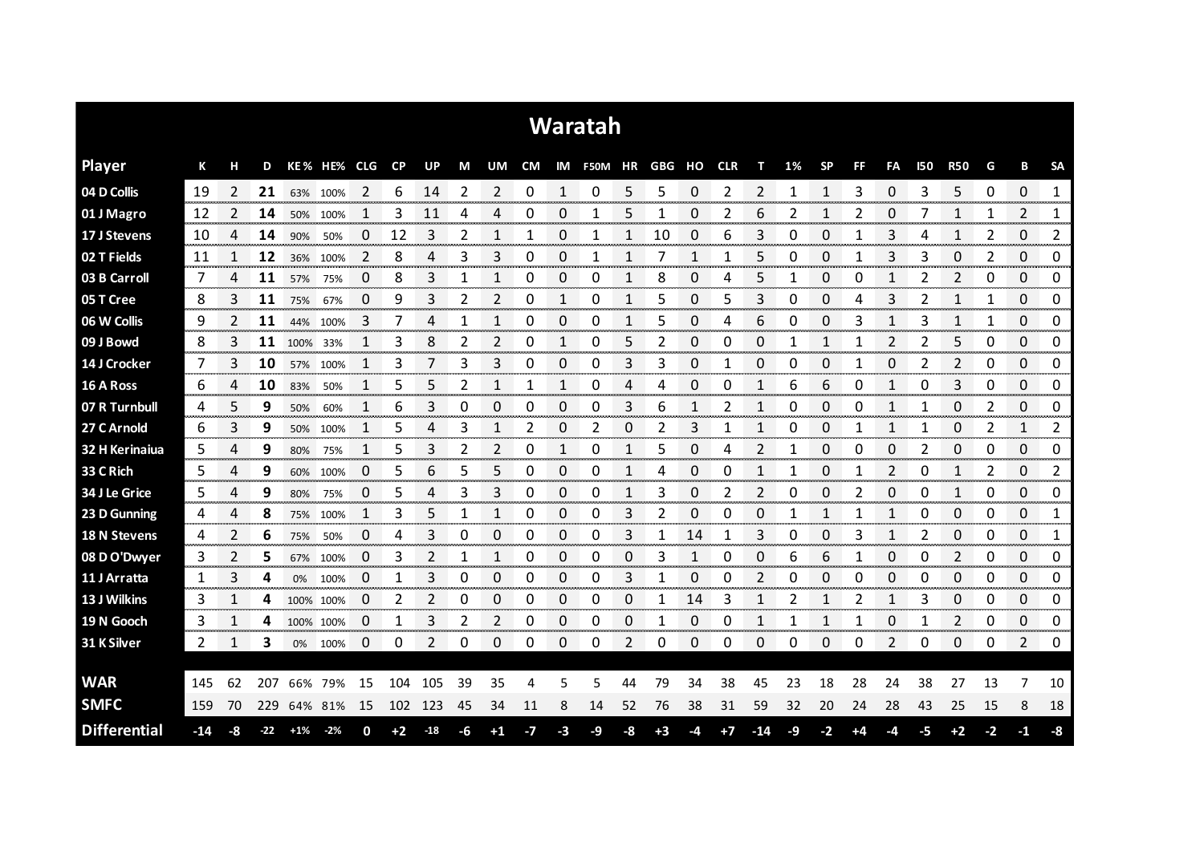# Waratah

| Player | K | H | D | KE % | HE% | CLG | CP | UP | M | UM | CM | IM | F50M | HR | GBG | HO | CLR | T | 1% | SP | FF | FA | I50 | R50 | G | B | SA |
|---|---|---|---|---|---|---|---|---|---|---|---|---|---|---|---|---|---|---|---|---|---|---|---|---|---|---|---|
| 04 D Collis | 19 | 2 | **21** | 63% | 100% | 2 | 6 | 14 | 2 | 2 | 0 | 1 | 0 | 5 | 5 | 0 | 2 | 2 | 1 | 1 | 3 | 0 | 3 | 5 | 0 | 0 | 1 |
| 01 J Magro | 12 | 2 | **14** | 50% | 100% | 1 | 3 | 11 | 4 | 4 | 0 | 0 | 1 | 5 | 1 | 0 | 2 | 6 | 2 | 1 | 2 | 0 | 7 | 1 | 1 | 2 | 1 |
| 17 J Stevens | 10 | 4 | **14** | 90% | 50% | 0 | 12 | 3 | 2 | 1 | 1 | 0 | 1 | 1 | 10 | 0 | 6 | 3 | 0 | 0 | 1 | 3 | 4 | 1 | 2 | 0 | 2 |
| 02 T Fields | 11 | 1 | **12** | 36% | 100% | 2 | 8 | 4 | 3 | 3 | 0 | 0 | 1 | 1 | 7 | 1 | 1 | 5 | 0 | 0 | 1 | 3 | 3 | 0 | 2 | 0 | 0 |
| 03 B Carroll | 7 | 4 | **11** | 57% | 75% | 0 | 8 | 3 | 1 | 1 | 0 | 0 | 0 | 1 | 8 | 0 | 4 | 5 | 1 | 0 | 0 | 1 | 2 | 2 | 0 | 0 | 0 |
| 05 T Cree | 8 | 3 | **11** | 75% | 67% | 0 | 9 | 3 | 2 | 2 | 0 | 1 | 0 | 1 | 5 | 0 | 5 | 3 | 0 | 0 | 4 | 3 | 2 | 1 | 1 | 0 | 0 |
| 06 W Collis | 9 | 2 | **11** | 44% | 100% | 3 | 7 | 4 | 1 | 1 | 0 | 0 | 0 | 1 | 5 | 0 | 4 | 6 | 0 | 0 | 3 | 1 | 3 | 1 | 1 | 0 | 0 |
| 09 J Bowd | 8 | 3 | **11** | 100% | 33% | 1 | 3 | 8 | 2 | 2 | 0 | 1 | 0 | 5 | 2 | 0 | 0 | 0 | 1 | 1 | 1 | 2 | 2 | 5 | 0 | 0 | 0 |
| 14 J Crocker | 7 | 3 | **10** | 57% | 100% | 1 | 3 | 7 | 3 | 3 | 0 | 0 | 0 | 3 | 3 | 0 | 1 | 0 | 0 | 0 | 1 | 0 | 2 | 2 | 0 | 0 | 0 |
| 16 A Ross | 6 | 4 | **10** | 83% | 50% | 1 | 5 | 5 | 2 | 1 | 1 | 1 | 0 | 4 | 4 | 0 | 0 | 1 | 6 | 6 | 0 | 1 | 0 | 3 | 0 | 0 | 0 |
| 07 R Turnbull | 4 | 5 | **9** | 50% | 60% | 1 | 6 | 3 | 0 | 0 | 0 | 0 | 0 | 3 | 6 | 1 | 2 | 1 | 0 | 0 | 0 | 1 | 1 | 0 | 2 | 0 | 0 |
| 27 C Arnold | 6 | 3 | **9** | 50% | 100% | 1 | 5 | 4 | 3 | 1 | 2 | 0 | 2 | 0 | 2 | 3 | 1 | 1 | 0 | 0 | 1 | 1 | 1 | 0 | 2 | 1 | 2 |
| 32 H Kerinaiua | 5 | 4 | **9** | 80% | 75% | 1 | 5 | 3 | 2 | 2 | 0 | 1 | 0 | 1 | 5 | 0 | 4 | 2 | 1 | 0 | 0 | 0 | 2 | 0 | 0 | 0 | 0 |
| 33 C Rich | 5 | 4 | **9** | 60% | 100% | 0 | 5 | 6 | 5 | 5 | 0 | 0 | 0 | 1 | 4 | 0 | 0 | 1 | 1 | 0 | 1 | 2 | 0 | 1 | 2 | 0 | 2 |
| 34 J Le Grice | 5 | 4 | **9** | 80% | 75% | 0 | 5 | 4 | 3 | 3 | 0 | 0 | 0 | 1 | 3 | 0 | 2 | 2 | 0 | 0 | 2 | 0 | 0 | 1 | 0 | 0 | 0 |
| 23 D Gunning | 4 | 4 | **8** | 75% | 100% | 1 | 3 | 5 | 1 | 1 | 0 | 0 | 0 | 3 | 2 | 0 | 0 | 0 | 1 | 1 | 1 | 1 | 0 | 0 | 0 | 0 | 1 |
| 18 N Stevens | 4 | 2 | **6** | 75% | 50% | 0 | 4 | 3 | 0 | 0 | 0 | 0 | 0 | 3 | 1 | 14 | 1 | 3 | 0 | 0 | 3 | 1 | 2 | 0 | 0 | 0 | 1 |
| 08 D O'Dwyer | 3 | 2 | **5** | 67% | 100% | 0 | 3 | 2 | 1 | 1 | 0 | 0 | 0 | 0 | 3 | 1 | 0 | 0 | 6 | 6 | 1 | 0 | 0 | 2 | 0 | 0 | 0 |
| 11 J Arratta | 1 | 3 | **4** | 0% | 100% | 0 | 1 | 3 | 0 | 0 | 0 | 0 | 0 | 3 | 1 | 0 | 0 | 2 | 0 | 0 | 0 | 0 | 0 | 0 | 0 | 0 | 0 |
| 13 J Wilkins | 3 | 1 | **4** | 100% | 100% | 0 | 2 | 2 | 0 | 0 | 0 | 0 | 0 | 0 | 1 | 14 | 3 | 1 | 2 | 1 | 2 | 1 | 3 | 0 | 0 | 0 | 0 |
| 19 N Gooch | 3 | 1 | **4** | 100% | 100% | 0 | 1 | 3 | 2 | 2 | 0 | 0 | 0 | 0 | 1 | 0 | 0 | 1 | 1 | 1 | 1 | 0 | 1 | 2 | 0 | 0 | 0 |
| 31 K Silver | 2 | 1 | **3** | 0% | 100% | 0 | 0 | 2 | 0 | 0 | 0 | 0 | 0 | 2 | 0 | 0 | 0 | 0 | 0 | 0 | 0 | 2 | 0 | 0 | 0 | 2 | 0 |
| **WAR** | 145 | 62 | 207 | 66% | 79% | 15 | 104 | 105 | 39 | 35 | 4 | 5 | 5 | 44 | 79 | 34 | 38 | 45 | 23 | 18 | 28 | 24 | 38 | 27 | 13 | 7 | 10 |
| **SMFC** | 159 | 70 | 229 | 64% | 81% | 15 | 102 | 123 | 45 | 34 | 11 | 8 | 14 | 52 | 76 | 38 | 31 | 59 | 32 | 20 | 24 | 28 | 43 | 25 | 15 | 8 | 18 |
| **Differential** | -14 | -8 | -22 | +1% | -2% | 0 | +2 | -18 | -6 | +1 | -7 | -3 | -9 | -8 | +3 | -4 | +7 | -14 | -9 | -2 | +4 | -4 | -5 | +2 | -2 | -1 | -8 |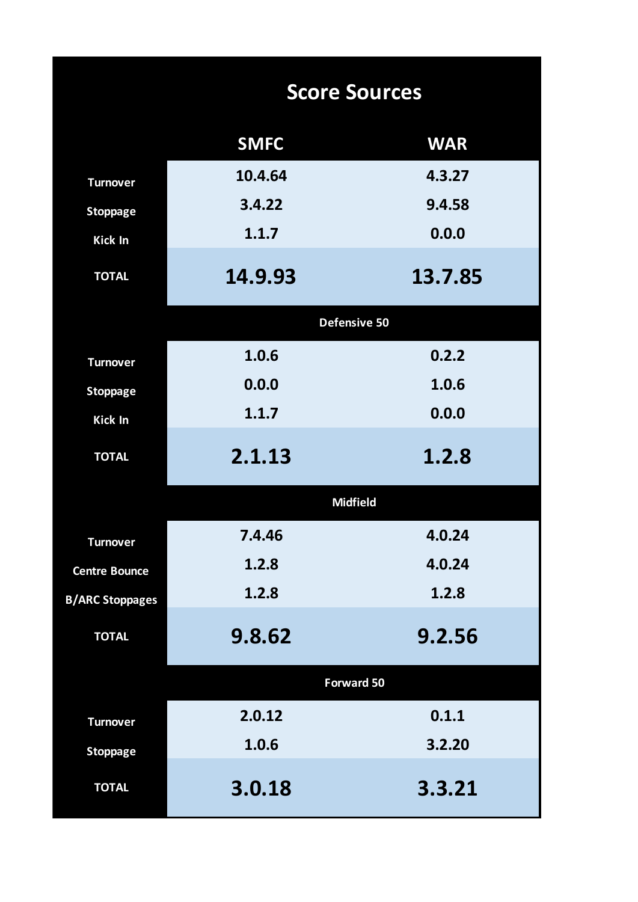# Score Sources

| | SMFC | WAR |
|---|---|---|
| Turnover | 10.4.64 | 4.3.27 |
| Stoppage | 3.4.22 | 9.4.58 |
| Kick In | 1.1.7 | 0.0.0 |
| **TOTAL** | **14.9.93** | **13.7.85** |
| **Defensive 50** | | |
| Turnover | 1.0.6 | 0.2.2 |
| Stoppage | 0.0.0 | 1.0.6 |
| Kick In | 1.1.7 | 0.0.0 |
| **TOTAL** | **2.1.13** | **1.2.8** |
| **Midfield** | | |
| Turnover | 7.4.46 | 4.0.24 |
| Centre Bounce | 1.2.8 | 4.0.24 |
| B/ARC Stoppages | 1.2.8 | 1.2.8 |
| **TOTAL** | **9.8.62** | **9.2.56** |
| **Forward 50** | | |
| Turnover | 2.0.12 | 0.1.1 |
| Stoppage | 1.0.6 | 3.2.20 |
| **TOTAL** | **3.0.18** | **3.3.21** |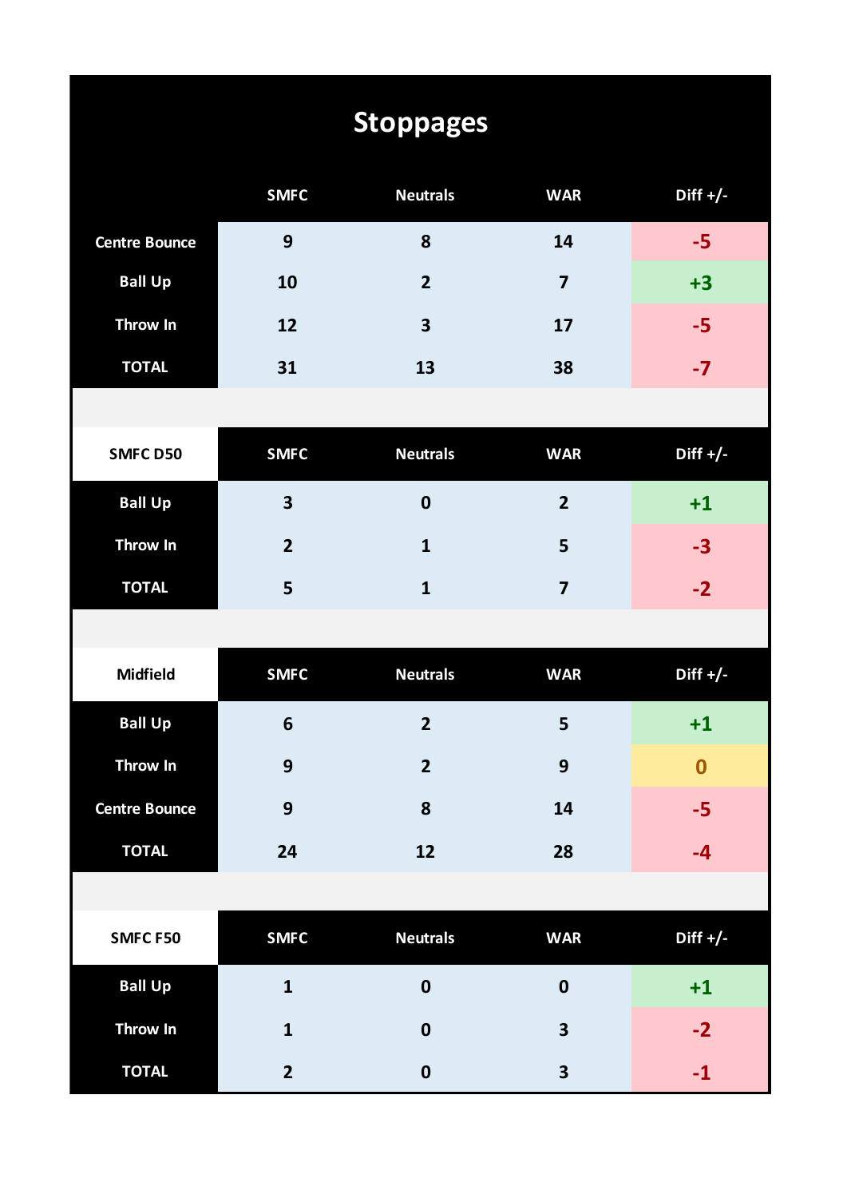# Stoppages

| | SMFC | Neutrals | WAR | Diff +/- |
|---|---|---|---|---|
| Centre Bounce | 9 | 8 | 14 | -5 |
| Ball Up | 10 | 2 | 7 | +3 |
| Throw In | 12 | 3 | 17 | -5 |
| TOTAL | 31 | 13 | 38 | -7 |

| SMFC D50 | SMFC | Neutrals | WAR | Diff +/- |
|---|---|---|---|---|
| Ball Up | 3 | 0 | 2 | +1 |
| Throw In | 2 | 1 | 5 | -3 |
| TOTAL | 5 | 1 | 7 | -2 |

| Midfield | SMFC | Neutrals | WAR | Diff +/- |
|---|---|---|---|---|
| Ball Up | 6 | 2 | 5 | +1 |
| Throw In | 9 | 2 | 9 | 0 |
| Centre Bounce | 9 | 8 | 14 | -5 |
| TOTAL | 24 | 12 | 28 | -4 |

| SMFC F50 | SMFC | Neutrals | WAR | Diff +/- |
|---|---|---|---|---|
| Ball Up | 1 | 0 | 0 | +1 |
| Throw In | 1 | 0 | 3 | -2 |
| TOTAL | 2 | 0 | 3 | -1 |